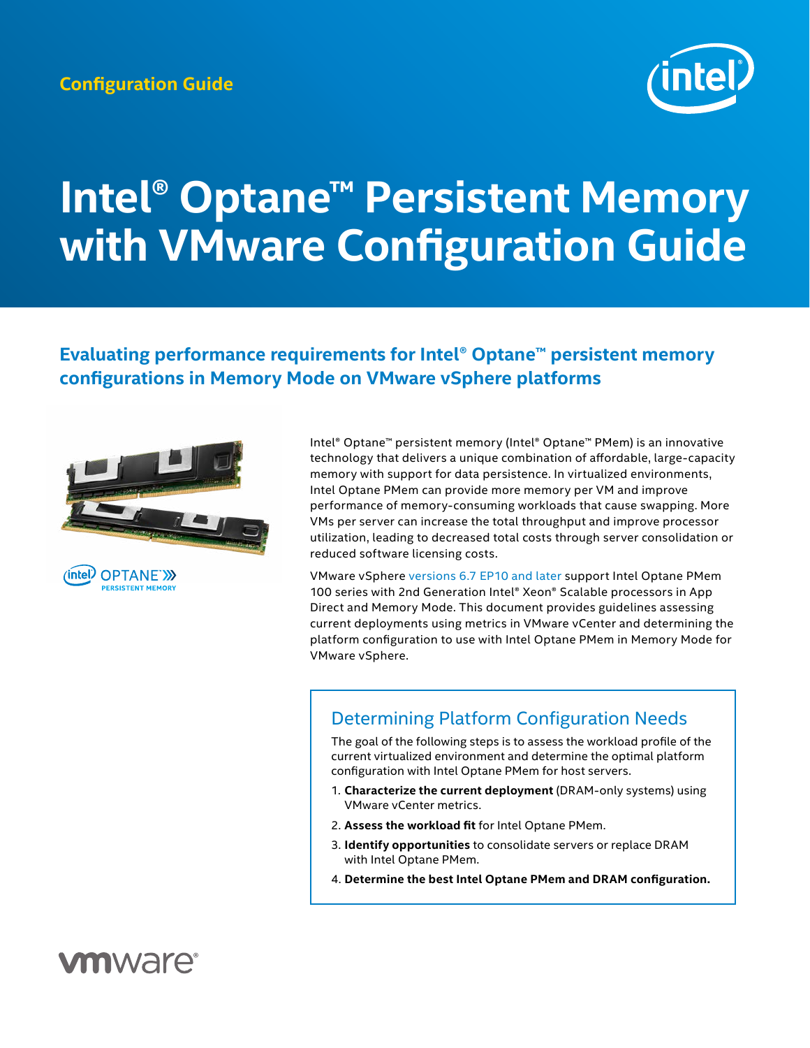Configuration Guide

# Intel® Optane™ Persistent Memory with VMware Configuration Guide

## Evaluating performance requirements for Intel® Optane™ persistent memory configurations in Memory Mode on VMware vSphere platforms

Intel® Optane™ persistent memory (Intel® Optane™ PMem) is an innovative technology that delivers a unique combination of affordable, large-capacity memory with support for data persistence. In virtualized environments, Intel Optane PMem can provide more memory per VM and improve performance of memory-consuming workloads that cause swapping. More VMs per server can increase the total throughput and improve processor utilization, leading to decreased total costs through server consolidation or reduced software licensing costs.

VMware vSphere versions 6.7 EP10 and later support Intel Optane PMem 100 series with 2nd Generation Intel® Xeon® Scalable processors in App Direct and Memory Mode. This document provides guidelines assessing current deployments using metrics in VMware vCenter and determining the platform configuration to use with Intel Optane PMem in Memory Mode for VMware vSphere.

### Determining Platform Configuration Needs

The goal of the following steps is to assess the workload profile of the current virtualized environment and determine the optimal platform configuration with Intel Optane PMem for host servers.

1. **Characterize the current deployment** (DRAM-only systems) using VMware vCenter metrics.
2. **Assess the workload fit** for Intel Optane PMem.
3. **Identify opportunities** to consolidate servers or replace DRAM with Intel Optane PMem.
4. **Determine the best Intel Optane PMem and DRAM configuration.**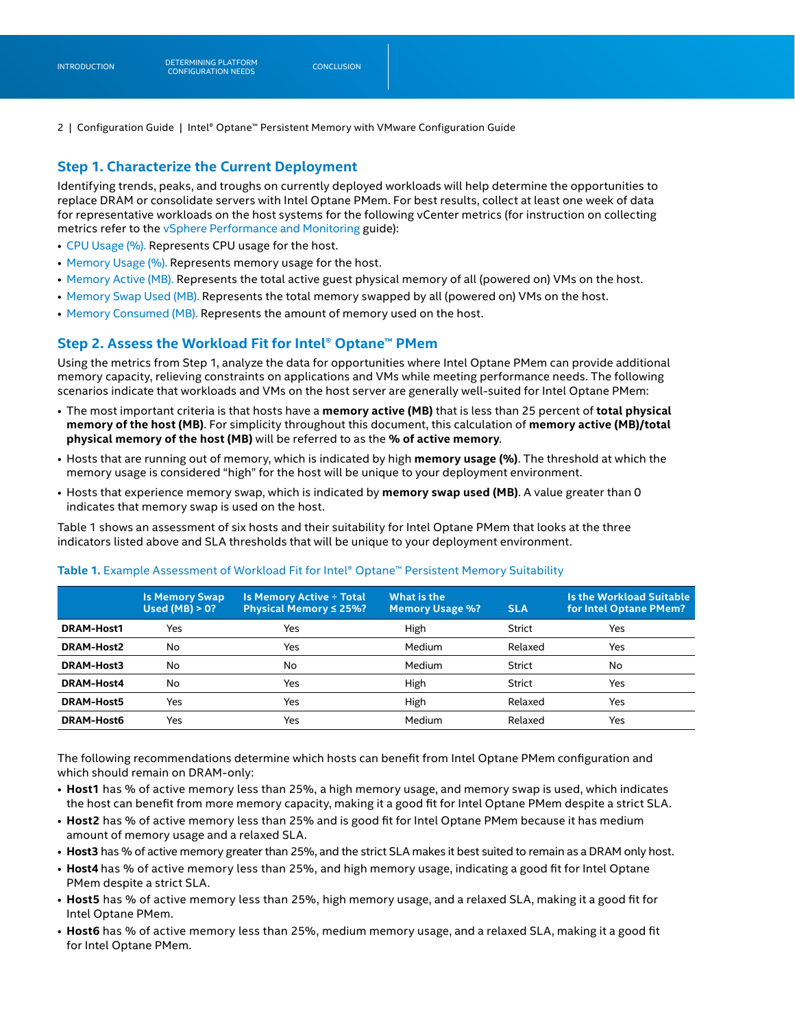## Step 1. Characterize the Current Deployment

Identifying trends, peaks, and troughs on currently deployed workloads will help determine the opportunities to replace DRAM or consolidate servers with Intel Optane PMem. For best results, collect at least one week of data for representative workloads on the host systems for the following vCenter metrics (for instruction on collecting metrics refer to the vSphere Performance and Monitoring guide):

- CPU Usage (%). Represents CPU usage for the host.
- Memory Usage (%). Represents memory usage for the host.
- Memory Active (MB). Represents the total active guest physical memory of all (powered on) VMs on the host.
- Memory Swap Used (MB). Represents the total memory swapped by all (powered on) VMs on the host.
- Memory Consumed (MB). Represents the amount of memory used on the host.

## Step 2. Assess the Workload Fit for Intel® Optane™ PMem

Using the metrics from Step 1, analyze the data for opportunities where Intel Optane PMem can provide additional memory capacity, relieving constraints on applications and VMs while meeting performance needs. The following scenarios indicate that workloads and VMs on the host server are generally well-suited for Intel Optane PMem:

- The most important criteria is that hosts have a **memory active (MB)** that is less than 25 percent of **total physical memory of the host (MB)**. For simplicity throughout this document, this calculation of **memory active (MB)/total physical memory of the host (MB)** will be referred to as the **% of active memory**.
- Hosts that are running out of memory, which is indicated by high **memory usage (%)**. The threshold at which the memory usage is considered "high" for the host will be unique to your deployment environment.
- Hosts that experience memory swap, which is indicated by **memory swap used (MB)**. A value greater than 0 indicates that memory swap is used on the host.

Table 1 shows an assessment of six hosts and their suitability for Intel Optane PMem that looks at the three indicators listed above and SLA thresholds that will be unique to your deployment environment.

**Table 1.** Example Assessment of Workload Fit for Intel® Optane™ Persistent Memory Suitability

| | Is Memory Swap Used (MB) > 0? | Is Memory Active ÷ Total Physical Memory ≤ 25%? | What is the Memory Usage %? | SLA | Is the Workload Suitable for Intel Optane PMem? |
|---|---|---|---|---|---|
| **DRAM-Host1** | Yes | Yes | High | Strict | Yes |
| **DRAM-Host2** | No | Yes | Medium | Relaxed | Yes |
| **DRAM-Host3** | No | No | Medium | Strict | No |
| **DRAM-Host4** | No | Yes | High | Strict | Yes |
| **DRAM-Host5** | Yes | Yes | High | Relaxed | Yes |
| **DRAM-Host6** | Yes | Yes | Medium | Relaxed | Yes |

The following recommendations determine which hosts can benefit from Intel Optane PMem configuration and which should remain on DRAM-only:

- **Host1** has % of active memory less than 25%, a high memory usage, and memory swap is used, which indicates the host can benefit from more memory capacity, making it a good fit for Intel Optane PMem despite a strict SLA.
- **Host2** has % of active memory less than 25% and is good fit for Intel Optane PMem because it has medium amount of memory usage and a relaxed SLA.
- **Host3** has % of active memory greater than 25%, and the strict SLA makes it best suited to remain as a DRAM only host.
- **Host4** has % of active memory less than 25%, and high memory usage, indicating a good fit for Intel Optane PMem despite a strict SLA.
- **Host5** has % of active memory less than 25%, high memory usage, and a relaxed SLA, making it a good fit for Intel Optane PMem.
- **Host6** has % of active memory less than 25%, medium memory usage, and a relaxed SLA, making it a good fit for Intel Optane PMem.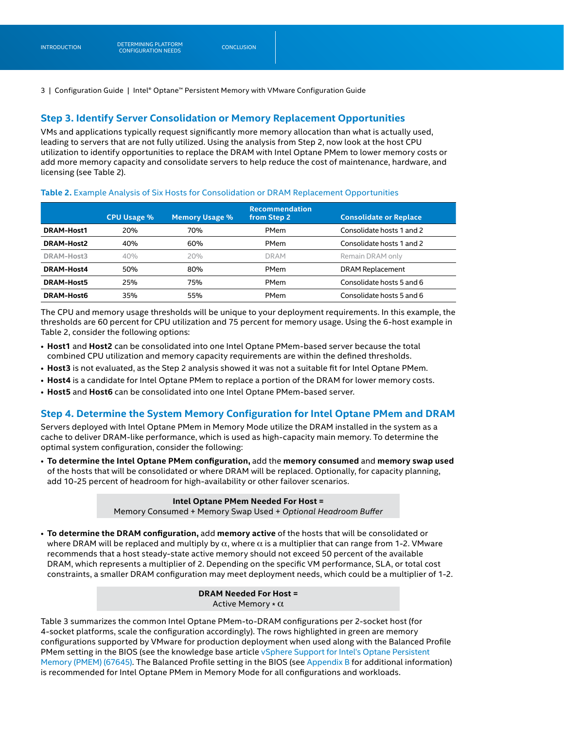## Step 3. Identify Server Consolidation or Memory Replacement Opportunities

VMs and applications typically request significantly more memory allocation than what is actually used, leading to servers that are not fully utilized. Using the analysis from Step 2, now look at the host CPU utilization to identify opportunities to replace the DRAM with Intel Optane PMem to lower memory costs or add more memory capacity and consolidate servers to help reduce the cost of maintenance, hardware, and licensing (see Table 2).

**Table 2.** Example Analysis of Six Hosts for Consolidation or DRAM Replacement Opportunities

| | CPU Usage % | Memory Usage % | Recommendation from Step 2 | Consolidate or Replace |
|---|---|---|---|---|
| **DRAM-Host1** | 20% | 70% | PMem | Consolidate hosts 1 and 2 |
| **DRAM-Host2** | 40% | 60% | PMem | Consolidate hosts 1 and 2 |
| **DRAM-Host3** | 40% | 20% | DRAM | Remain DRAM only |
| **DRAM-Host4** | 50% | 80% | PMem | DRAM Replacement |
| **DRAM-Host5** | 25% | 75% | PMem | Consolidate hosts 5 and 6 |
| **DRAM-Host6** | 35% | 55% | PMem | Consolidate hosts 5 and 6 |

The CPU and memory usage thresholds will be unique to your deployment requirements. In this example, the thresholds are 60 percent for CPU utilization and 75 percent for memory usage. Using the 6-host example in Table 2, consider the following options:

- **Host1** and **Host2** can be consolidated into one Intel Optane PMem-based server because the total combined CPU utilization and memory capacity requirements are within the defined thresholds.
- **Host3** is not evaluated, as the Step 2 analysis showed it was not a suitable fit for Intel Optane PMem.
- **Host4** is a candidate for Intel Optane PMem to replace a portion of the DRAM for lower memory costs.
- **Host5** and **Host6** can be consolidated into one Intel Optane PMem-based server.

## Step 4. Determine the System Memory Configuration for Intel Optane PMem and DRAM

Servers deployed with Intel Optane PMem in Memory Mode utilize the DRAM installed in the system as a cache to deliver DRAM-like performance, which is used as high-capacity main memory. To determine the optimal system configuration, consider the following:

- **To determine the Intel Optane PMem configuration,** add the **memory consumed** and **memory swap used** of the hosts that will be consolidated or where DRAM will be replaced. Optionally, for capacity planning, add 10-25 percent of headroom for high-availability or other failover scenarios.

> **Intel Optane PMem Needed For Host =**
> Memory Consumed + Memory Swap Used + *Optional Headroom Buffer*

- **To determine the DRAM configuration,** add **memory active** of the hosts that will be consolidated or where DRAM will be replaced and multiply by $\alpha$, where $\alpha$ is a multiplier that can range from 1-2. VMware recommends that a host steady-state active memory should not exceed 50 percent of the available DRAM, which represents a multiplier of 2. Depending on the specific VM performance, SLA, or total cost constraints, a smaller DRAM configuration may meet deployment needs, which could be a multiplier of 1-2.

> **DRAM Needed For Host =**
> Active Memory $* \alpha$

Table 3 summarizes the common Intel Optane PMem-to-DRAM configurations per 2-socket host (for 4-socket platforms, scale the configuration accordingly). The rows highlighted in green are memory configurations supported by VMware for production deployment when used along with the Balanced Profile PMem setting in the BIOS (see the knowledge base article vSphere Support for Intel's Optane Persistent Memory (PMEM) (67645). The Balanced Profile setting in the BIOS (see Appendix B for additional information) is recommended for Intel Optane PMem in Memory Mode for all configurations and workloads.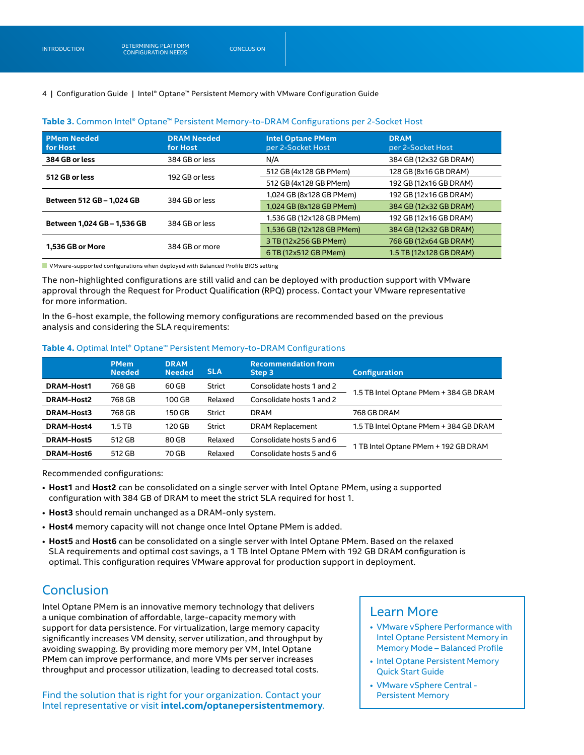**Table 3.** Common Intel® Optane™ Persistent Memory-to-DRAM Configurations per 2-Socket Host

| PMem Needed for Host | DRAM Needed for Host | Intel Optane PMem per 2-Socket Host | DRAM per 2-Socket Host |
|---|---|---|---|
| **384 GB or less** | 384 GB or less | N/A | 384 GB (12x32 GB DRAM) |
| **512 GB or less** | 192 GB or less | 512 GB (4x128 GB PMem) | 128 GB (8x16 GB DRAM) |
| | | 512 GB (4x128 GB PMem) | 192 GB (12x16 GB DRAM) |
| **Between 512 GB – 1,024 GB** | 384 GB or less | 1,024 GB (8x128 GB PMem) | 192 GB (12x16 GB DRAM) |
| | | 1,024 GB (8x128 GB PMem) | 384 GB (12x32 GB DRAM) |
| **Between 1,024 GB – 1,536 GB** | 384 GB or less | 1,536 GB (12x128 GB PMem) | 192 GB (12x16 GB DRAM) |
| | | 1,536 GB (12x128 GB PMem) | 384 GB (12x32 GB DRAM) |
| **1,536 GB or More** | 384 GB or more | 3 TB (12x256 GB PMem) | 768 GB (12x64 GB DRAM) |
| | | 6 TB (12x512 GB PMem) | 1.5 TB (12x128 GB DRAM) |

VMware-supported configurations when deployed with Balanced Profile BIOS setting

The non-highlighted configurations are still valid and can be deployed with production support with VMware approval through the Request for Product Qualification (RPQ) process. Contact your VMware representative for more information.

In the 6-host example, the following memory configurations are recommended based on the previous analysis and considering the SLA requirements:

**Table 4.** Optimal Intel® Optane™ Persistent Memory-to-DRAM Configurations

| | PMem Needed | DRAM Needed | SLA | Recommendation from Step 3 | Configuration |
|---|---|---|---|---|---|
| **DRAM-Host1** | 768 GB | 60 GB | Strict | Consolidate hosts 1 and 2 | 1.5 TB Intel Optane PMem + 384 GB DRAM |
| **DRAM-Host2** | 768 GB | 100 GB | Relaxed | Consolidate hosts 1 and 2 | |
| **DRAM-Host3** | 768 GB | 150 GB | Strict | DRAM | 768 GB DRAM |
| **DRAM-Host4** | 1.5 TB | 120 GB | Strict | DRAM Replacement | 1.5 TB Intel Optane PMem + 384 GB DRAM |
| **DRAM-Host5** | 512 GB | 80 GB | Relaxed | Consolidate hosts 5 and 6 | 1 TB Intel Optane PMem + 192 GB DRAM |
| **DRAM-Host6** | 512 GB | 70 GB | Relaxed | Consolidate hosts 5 and 6 | |

Recommended configurations:

- **Host1** and **Host2** can be consolidated on a single server with Intel Optane PMem, using a supported configuration with 384 GB of DRAM to meet the strict SLA required for host 1.
- **Host3** should remain unchanged as a DRAM-only system.
- **Host4** memory capacity will not change once Intel Optane PMem is added.
- **Host5** and **Host6** can be consolidated on a single server with Intel Optane PMem. Based on the relaxed SLA requirements and optimal cost savings, a 1 TB Intel Optane PMem with 192 GB DRAM configuration is optimal. This configuration requires VMware approval for production support in deployment.

## Conclusion

Intel Optane PMem is an innovative memory technology that delivers a unique combination of affordable, large-capacity memory with support for data persistence. For virtualization, large memory capacity significantly increases VM density, server utilization, and throughput by avoiding swapping. By providing more memory per VM, Intel Optane PMem can improve performance, and more VMs per server increases throughput and processor utilization, leading to decreased total costs.

Find the solution that is right for your organization. Contact your Intel representative or visit **intel.com/optanepersistentmemory**.

### Learn More

- VMware vSphere Performance with Intel Optane Persistent Memory in Memory Mode – Balanced Profile
- Intel Optane Persistent Memory Quick Start Guide
- VMware vSphere Central - Persistent Memory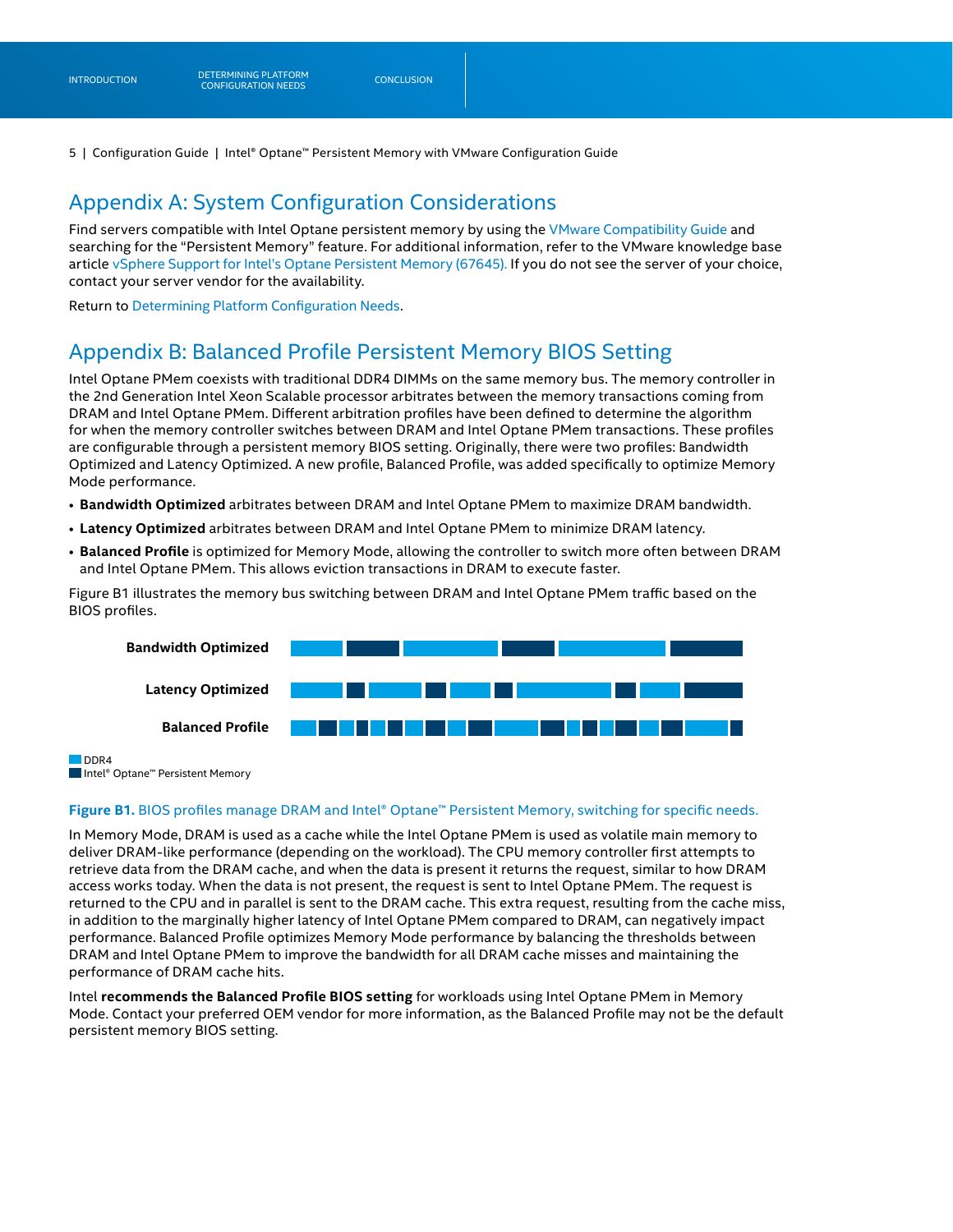## Appendix A: System Configuration Considerations

Find servers compatible with Intel Optane persistent memory by using the VMware Compatibility Guide and searching for the "Persistent Memory" feature. For additional information, refer to the VMware knowledge base article vSphere Support for Intel's Optane Persistent Memory (67645). If you do not see the server of your choice, contact your server vendor for the availability.

Return to Determining Platform Configuration Needs.

## Appendix B: Balanced Profile Persistent Memory BIOS Setting

Intel Optane PMem coexists with traditional DDR4 DIMMs on the same memory bus. The memory controller in the 2nd Generation Intel Xeon Scalable processor arbitrates between the memory transactions coming from DRAM and Intel Optane PMem. Different arbitration profiles have been defined to determine the algorithm for when the memory controller switches between DRAM and Intel Optane PMem transactions. These profiles are configurable through a persistent memory BIOS setting. Originally, there were two profiles: Bandwidth Optimized and Latency Optimized. A new profile, Balanced Profile, was added specifically to optimize Memory Mode performance.

- **Bandwidth Optimized** arbitrates between DRAM and Intel Optane PMem to maximize DRAM bandwidth.
- **Latency Optimized** arbitrates between DRAM and Intel Optane PMem to minimize DRAM latency.
- **Balanced Profile** is optimized for Memory Mode, allowing the controller to switch more often between DRAM and Intel Optane PMem. This allows eviction transactions in DRAM to execute faster.

Figure B1 illustrates the memory bus switching between DRAM and Intel Optane PMem traffic based on the BIOS profiles.

Bandwidth Optimized

Latency Optimized

Balanced Profile

DDR4
Intel® Optane™ Persistent Memory

**Figure B1.** BIOS profiles manage DRAM and Intel® Optane™ Persistent Memory, switching for specific needs.

In Memory Mode, DRAM is used as a cache while the Intel Optane PMem is used as volatile main memory to deliver DRAM-like performance (depending on the workload). The CPU memory controller first attempts to retrieve data from the DRAM cache, and when the data is present it returns the request, similar to how DRAM access works today. When the data is not present, the request is sent to Intel Optane PMem. The request is returned to the CPU and in parallel is sent to the DRAM cache. This extra request, resulting from the cache miss, in addition to the marginally higher latency of Intel Optane PMem compared to DRAM, can negatively impact performance. Balanced Profile optimizes Memory Mode performance by balancing the thresholds between DRAM and Intel Optane PMem to improve the bandwidth for all DRAM cache misses and maintaining the performance of DRAM cache hits.

Intel **recommends the Balanced Profile BIOS setting** for workloads using Intel Optane PMem in Memory Mode. Contact your preferred OEM vendor for more information, as the Balanced Profile may not be the default persistent memory BIOS setting.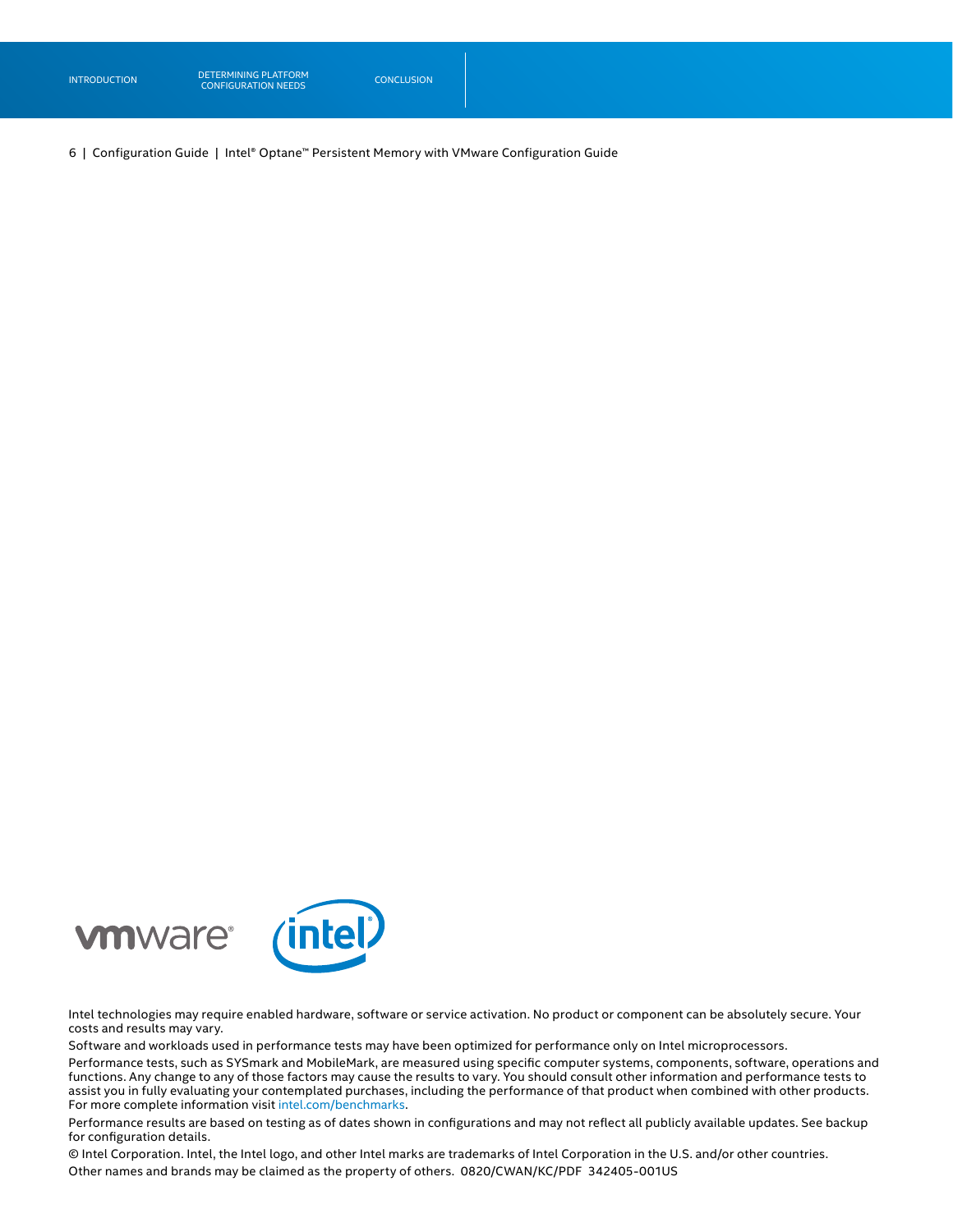Intel technologies may require enabled hardware, software or service activation. No product or component can be absolutely secure. Your costs and results may vary.

Software and workloads used in performance tests may have been optimized for performance only on Intel microprocessors.

Performance tests, such as SYSmark and MobileMark, are measured using specific computer systems, components, software, operations and functions. Any change to any of those factors may cause the results to vary. You should consult other information and performance tests to assist you in fully evaluating your contemplated purchases, including the performance of that product when combined with other products. For more complete information visit intel.com/benchmarks.

Performance results are based on testing as of dates shown in configurations and may not reflect all publicly available updates. See backup for configuration details.

© Intel Corporation. Intel, the Intel logo, and other Intel marks are trademarks of Intel Corporation in the U.S. and/or other countries.

Other names and brands may be claimed as the property of others. 0820/CWAN/KC/PDF 342405-001US